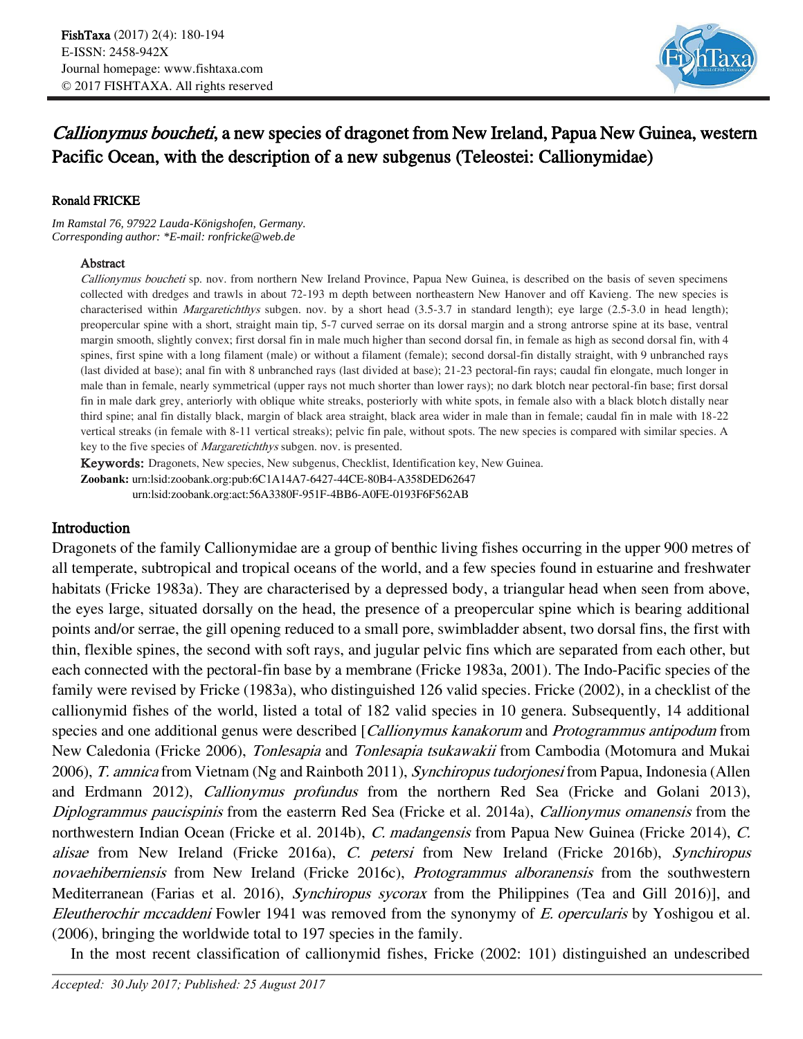**FishTaxa** (2017) 2(4): 180-194
E-ISSN: 2458-942X
Journal homepage: www.fishtaxa.com
© 2017 FISHTAXA. All rights reserved

# *Callionymus boucheti*, a new species of dragonet from New Ireland, Papua New Guinea, western Pacific Ocean, with the description of a new subgenus (Teleostei: Callionymidae)

**Ronald FRICKE**

*Im Ramstal 76, 97922 Lauda-Königshofen, Germany.*
*Corresponding author: \*E-mail: ronfricke@web.de*

### Abstract

*Callionymus boucheti* sp. nov. from northern New Ireland Province, Papua New Guinea, is described on the basis of seven specimens collected with dredges and trawls in about 72-193 m depth between northeastern New Hanover and off Kavieng. The new species is characterised within *Margaretichthys* subgen. nov. by a short head (3.5-3.7 in standard length); eye large (2.5-3.0 in head length); preopercular spine with a short, straight main tip, 5-7 curved serrae on its dorsal margin and a strong antrorse spine at its base, ventral margin smooth, slightly convex; first dorsal fin in male much higher than second dorsal fin, in female as high as second dorsal fin, with 4 spines, first spine with a long filament (male) or without a filament (female); second dorsal-fin distally straight, with 9 unbranched rays (last divided at base); anal fin with 8 unbranched rays (last divided at base); 21-23 pectoral-fin rays; caudal fin elongate, much longer in male than in female, nearly symmetrical (upper rays not much shorter than lower rays); no dark blotch near pectoral-fin base; first dorsal fin in male dark grey, anteriorly with oblique white streaks, posteriorly with white spots, in female also with a black blotch distally near third spine; anal fin distally black, margin of black area straight, black area wider in male than in female; caudal fin in male with 18-22 vertical streaks (in female with 8-11 vertical streaks); pelvic fin pale, without spots. The new species is compared with similar species. A key to the five species of *Margaretichthys* subgen. nov. is presented.

**Keywords:** Dragonets, New species, New subgenus, Checklist, Identification key, New Guinea.

**Zoobank:** urn:lsid:zoobank.org:pub:6C1A14A7-6427-44CE-80B4-A358DED62647
urn:lsid:zoobank.org:act:56A3380F-951F-4BB6-A0FE-0193F6F562AB

## Introduction

Dragonets of the family Callionymidae are a group of benthic living fishes occurring in the upper 900 metres of all temperate, subtropical and tropical oceans of the world, and a few species found in estuarine and freshwater habitats (Fricke 1983a). They are characterised by a depressed body, a triangular head when seen from above, the eyes large, situated dorsally on the head, the presence of a preopercular spine which is bearing additional points and/or serrae, the gill opening reduced to a small pore, swimbladder absent, two dorsal fins, the first with thin, flexible spines, the second with soft rays, and jugular pelvic fins which are separated from each other, but each connected with the pectoral-fin base by a membrane (Fricke 1983a, 2001). The Indo-Pacific species of the family were revised by Fricke (1983a), who distinguished 126 valid species. Fricke (2002), in a checklist of the callionymid fishes of the world, listed a total of 182 valid species in 10 genera. Subsequently, 14 additional species and one additional genus were described [*Callionymus kanakorum* and *Protogrammus antipodum* from New Caledonia (Fricke 2006), *Tonlesapia* and *Tonlesapia tsukawakii* from Cambodia (Motomura and Mukai 2006), *T. amnica* from Vietnam (Ng and Rainboth 2011), *Synchiropus tudorjonesi* from Papua, Indonesia (Allen and Erdmann 2012), *Callionymus profundus* from the northern Red Sea (Fricke and Golani 2013), *Diplogrammus paucispinis* from the easterrn Red Sea (Fricke et al. 2014a), *Callionymus omanensis* from the northwestern Indian Ocean (Fricke et al. 2014b), *C. madangensis* from Papua New Guinea (Fricke 2014), *C. alisae* from New Ireland (Fricke 2016a), *C. petersi* from New Ireland (Fricke 2016b), *Synchiropus novaehiberniensis* from New Ireland (Fricke 2016c), *Protogrammus alboranensis* from the southwestern Mediterranean (Farias et al. 2016), *Synchiropus sycorax* from the Philippines (Tea and Gill 2016)], and *Eleutherochir mccaddeni* Fowler 1941 was removed from the synonymy of *E. opercularis* by Yoshigou et al. (2006), bringing the worldwide total to 197 species in the family.

In the most recent classification of callionymid fishes, Fricke (2002: 101) distinguished an undescribed

*Accepted: 30 July 2017; Published: 25 August 2017*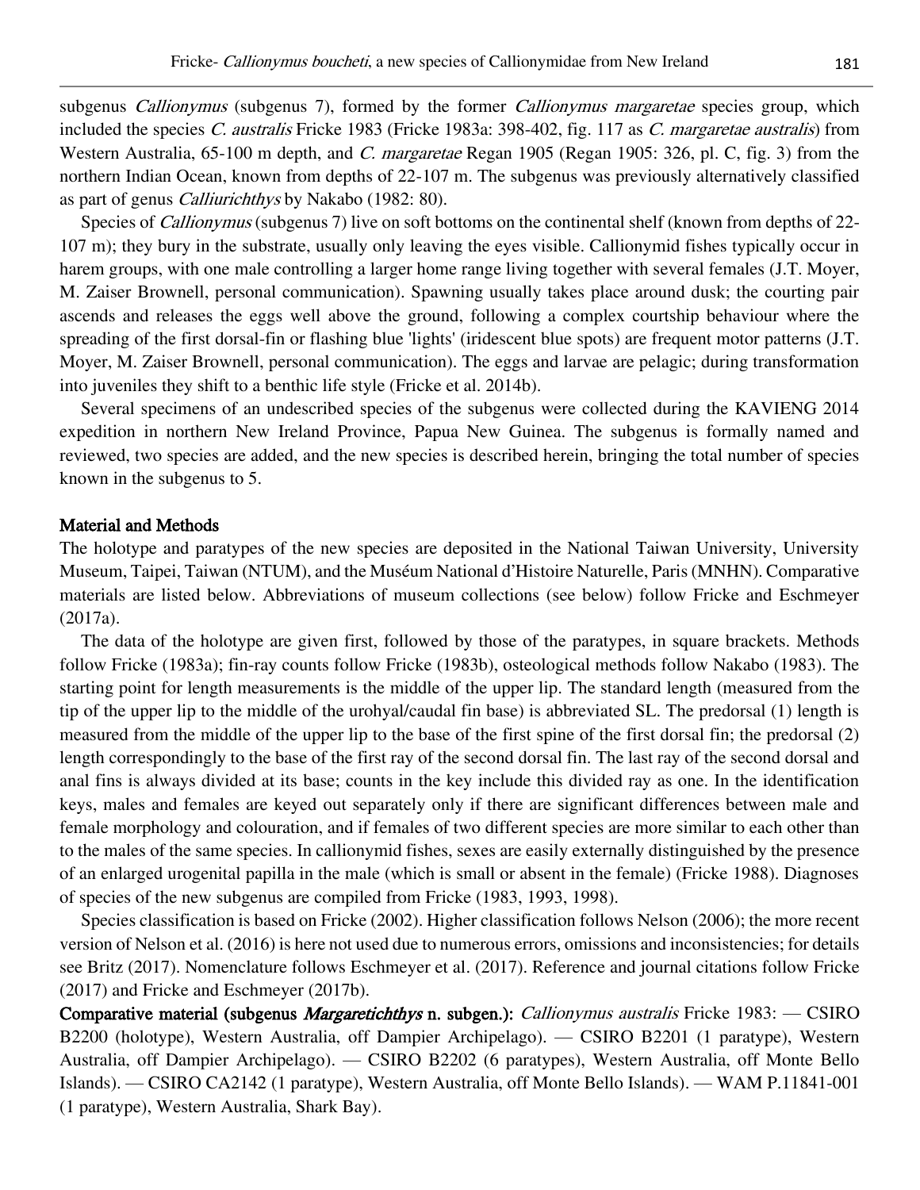subgenus *Callionymus* (subgenus 7), formed by the former *Callionymus margaretae* species group, which included the species *C. australis* Fricke 1983 (Fricke 1983a: 398-402, fig. 117 as *C. margaretae australis*) from Western Australia, 65-100 m depth, and *C. margaretae* Regan 1905 (Regan 1905: 326, pl. C, fig. 3) from the northern Indian Ocean, known from depths of 22-107 m. The subgenus was previously alternatively classified as part of genus *Calliurichthys* by Nakabo (1982: 80).

Species of *Callionymus* (subgenus 7) live on soft bottoms on the continental shelf (known from depths of 22-107 m); they bury in the substrate, usually only leaving the eyes visible. Callionymid fishes typically occur in harem groups, with one male controlling a larger home range living together with several females (J.T. Moyer, M. Zaiser Brownell, personal communication). Spawning usually takes place around dusk; the courting pair ascends and releases the eggs well above the ground, following a complex courtship behaviour where the spreading of the first dorsal-fin or flashing blue 'lights' (iridescent blue spots) are frequent motor patterns (J.T. Moyer, M. Zaiser Brownell, personal communication). The eggs and larvae are pelagic; during transformation into juveniles they shift to a benthic life style (Fricke et al. 2014b).

Several specimens of an undescribed species of the subgenus were collected during the KAVIENG 2014 expedition in northern New Ireland Province, Papua New Guinea. The subgenus is formally named and reviewed, two species are added, and the new species is described herein, bringing the total number of species known in the subgenus to 5.

## Material and Methods

The holotype and paratypes of the new species are deposited in the National Taiwan University, University Museum, Taipei, Taiwan (NTUM), and the Muséum National d'Histoire Naturelle, Paris (MNHN). Comparative materials are listed below. Abbreviations of museum collections (see below) follow Fricke and Eschmeyer (2017a).

The data of the holotype are given first, followed by those of the paratypes, in square brackets. Methods follow Fricke (1983a); fin-ray counts follow Fricke (1983b), osteological methods follow Nakabo (1983). The starting point for length measurements is the middle of the upper lip. The standard length (measured from the tip of the upper lip to the middle of the urohyal/caudal fin base) is abbreviated SL. The predorsal (1) length is measured from the middle of the upper lip to the base of the first spine of the first dorsal fin; the predorsal (2) length correspondingly to the base of the first ray of the second dorsal fin. The last ray of the second dorsal and anal fins is always divided at its base; counts in the key include this divided ray as one. In the identification keys, males and females are keyed out separately only if there are significant differences between male and female morphology and colouration, and if females of two different species are more similar to each other than to the males of the same species. In callionymid fishes, sexes are easily externally distinguished by the presence of an enlarged urogenital papilla in the male (which is small or absent in the female) (Fricke 1988). Diagnoses of species of the new subgenus are compiled from Fricke (1983, 1993, 1998).

Species classification is based on Fricke (2002). Higher classification follows Nelson (2006); the more recent version of Nelson et al. (2016) is here not used due to numerous errors, omissions and inconsistencies; for details see Britz (2017). Nomenclature follows Eschmeyer et al. (2017). Reference and journal citations follow Fricke (2017) and Fricke and Eschmeyer (2017b).

**Comparative material (subgenus *Margaretichthys* n. subgen.):** *Callionymus australis* Fricke 1983: — CSIRO B2200 (holotype), Western Australia, off Dampier Archipelago). — CSIRO B2201 (1 paratype), Western Australia, off Dampier Archipelago). — CSIRO B2202 (6 paratypes), Western Australia, off Monte Bello Islands). — CSIRO CA2142 (1 paratype), Western Australia, off Monte Bello Islands). — WAM P.11841-001 (1 paratype), Western Australia, Shark Bay).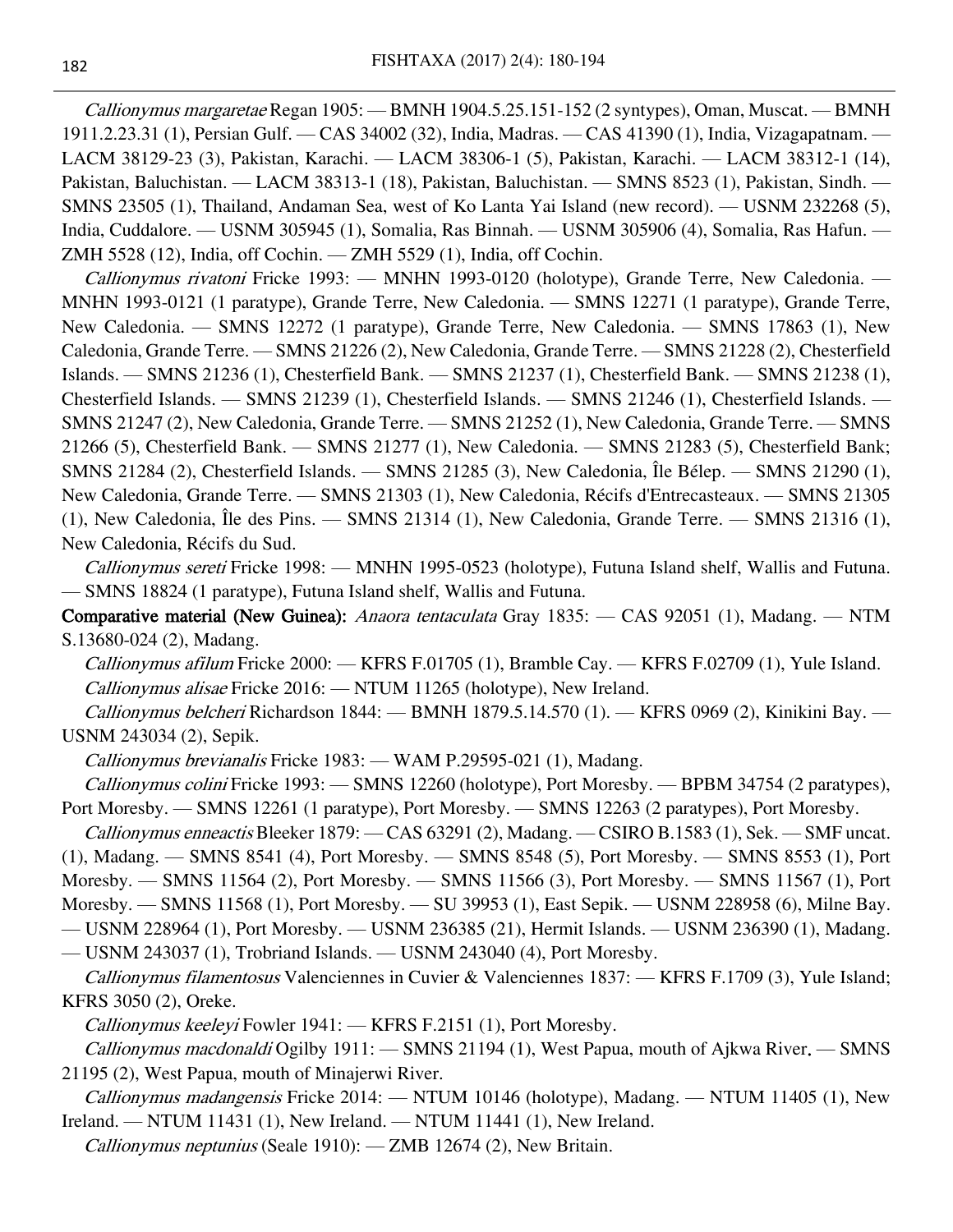*Callionymus margaretae* Regan 1905: — BMNH 1904.5.25.151-152 (2 syntypes), Oman, Muscat. — BMNH 1911.2.23.31 (1), Persian Gulf. — CAS 34002 (32), India, Madras. — CAS 41390 (1), India, Vizagapatnam. — LACM 38129-23 (3), Pakistan, Karachi. — LACM 38306-1 (5), Pakistan, Karachi. — LACM 38312-1 (14), Pakistan, Baluchistan. — LACM 38313-1 (18), Pakistan, Baluchistan. — SMNS 8523 (1), Pakistan, Sindh. — SMNS 23505 (1), Thailand, Andaman Sea, west of Ko Lanta Yai Island (new record). — USNM 232268 (5), India, Cuddalore. — USNM 305945 (1), Somalia, Ras Binnah. — USNM 305906 (4), Somalia, Ras Hafun. — ZMH 5528 (12), India, off Cochin. — ZMH 5529 (1), India, off Cochin.

*Callionymus rivatoni* Fricke 1993: — MNHN 1993-0120 (holotype), Grande Terre, New Caledonia. — MNHN 1993-0121 (1 paratype), Grande Terre, New Caledonia. — SMNS 12271 (1 paratype), Grande Terre, New Caledonia. — SMNS 12272 (1 paratype), Grande Terre, New Caledonia. — SMNS 17863 (1), New Caledonia, Grande Terre. — SMNS 21226 (2), New Caledonia, Grande Terre. — SMNS 21228 (2), Chesterfield Islands. — SMNS 21236 (1), Chesterfield Bank. — SMNS 21237 (1), Chesterfield Bank. — SMNS 21238 (1), Chesterfield Islands. — SMNS 21239 (1), Chesterfield Islands. — SMNS 21246 (1), Chesterfield Islands. — SMNS 21247 (2), New Caledonia, Grande Terre. — SMNS 21252 (1), New Caledonia, Grande Terre. — SMNS 21266 (5), Chesterfield Bank. — SMNS 21277 (1), New Caledonia. — SMNS 21283 (5), Chesterfield Bank; SMNS 21284 (2), Chesterfield Islands. — SMNS 21285 (3), New Caledonia, Île Bélep. — SMNS 21290 (1), New Caledonia, Grande Terre. — SMNS 21303 (1), New Caledonia, Récifs d'Entrecasteaux. — SMNS 21305 (1), New Caledonia, Île des Pins. — SMNS 21314 (1), New Caledonia, Grande Terre. — SMNS 21316 (1), New Caledonia, Récifs du Sud.

*Callionymus sereti* Fricke 1998: — MNHN 1995-0523 (holotype), Futuna Island shelf, Wallis and Futuna. — SMNS 18824 (1 paratype), Futuna Island shelf, Wallis and Futuna.

**Comparative material (New Guinea):** *Anaora tentaculata* Gray 1835: — CAS 92051 (1), Madang. — NTM S.13680-024 (2), Madang.

*Callionymus afilum* Fricke 2000: — KFRS F.01705 (1), Bramble Cay. — KFRS F.02709 (1), Yule Island.

*Callionymus alisae* Fricke 2016: — NTUM 11265 (holotype), New Ireland.

*Callionymus belcheri* Richardson 1844: — BMNH 1879.5.14.570 (1). — KFRS 0969 (2), Kinikini Bay. — USNM 243034 (2), Sepik.

*Callionymus brevianalis* Fricke 1983: — WAM P.29595-021 (1), Madang.

*Callionymus colini* Fricke 1993: — SMNS 12260 (holotype), Port Moresby. — BPBM 34754 (2 paratypes), Port Moresby. — SMNS 12261 (1 paratype), Port Moresby. — SMNS 12263 (2 paratypes), Port Moresby.

*Callionymus enneactis* Bleeker 1879: — CAS 63291 (2), Madang. — CSIRO B.1583 (1), Sek. — SMF uncat. (1), Madang. — SMNS 8541 (4), Port Moresby. — SMNS 8548 (5), Port Moresby. — SMNS 8553 (1), Port Moresby. — SMNS 11564 (2), Port Moresby. — SMNS 11566 (3), Port Moresby. — SMNS 11567 (1), Port Moresby. — SMNS 11568 (1), Port Moresby. — SU 39953 (1), East Sepik. — USNM 228958 (6), Milne Bay. — USNM 228964 (1), Port Moresby. — USNM 236385 (21), Hermit Islands. — USNM 236390 (1), Madang. — USNM 243037 (1), Trobriand Islands. — USNM 243040 (4), Port Moresby.

*Callionymus filamentosus* Valenciennes in Cuvier & Valenciennes 1837: — KFRS F.1709 (3), Yule Island; KFRS 3050 (2), Oreke.

*Callionymus keeleyi* Fowler 1941: — KFRS F.2151 (1), Port Moresby.

*Callionymus macdonaldi* Ogilby 1911: — SMNS 21194 (1), West Papua, mouth of Ajkwa River. — SMNS 21195 (2), West Papua, mouth of Minajerwi River.

*Callionymus madangensis* Fricke 2014: — NTUM 10146 (holotype), Madang. — NTUM 11405 (1), New Ireland. — NTUM 11431 (1), New Ireland. — NTUM 11441 (1), New Ireland.

*Callionymus neptunius* (Seale 1910): — ZMB 12674 (2), New Britain.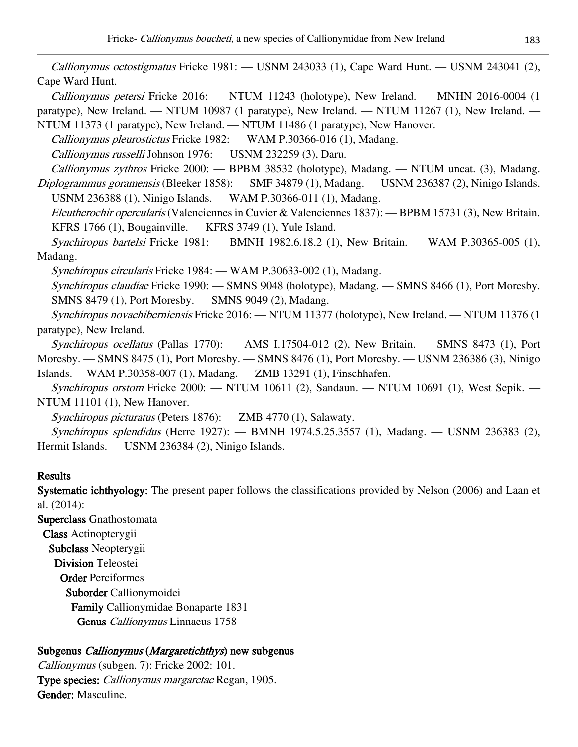*Callionymus octostigmatus* Fricke 1981: — USNM 243033 (1), Cape Ward Hunt. — USNM 243041 (2), Cape Ward Hunt.

*Callionymus petersi* Fricke 2016: — NTUM 11243 (holotype), New Ireland. — MNHN 2016-0004 (1 paratype), New Ireland. — NTUM 10987 (1 paratype), New Ireland. — NTUM 11267 (1), New Ireland. — NTUM 11373 (1 paratype), New Ireland. — NTUM 11486 (1 paratype), New Hanover.

*Callionymus pleurostictus* Fricke 1982: — WAM P.30366-016 (1), Madang.

*Callionymus russelli* Johnson 1976: — USNM 232259 (3), Daru.

*Callionymus zythros* Fricke 2000: — BPBM 38532 (holotype), Madang. — NTUM uncat. (3), Madang.

*Diplogrammus goramensis* (Bleeker 1858): — SMF 34879 (1), Madang. — USNM 236387 (2), Ninigo Islands. — USNM 236388 (1), Ninigo Islands. — WAM P.30366-011 (1), Madang.

*Eleutherochir opercularis* (Valenciennes in Cuvier & Valenciennes 1837): — BPBM 15731 (3), New Britain. — KFRS 1766 (1), Bougainville. — KFRS 3749 (1), Yule Island.

*Synchiropus bartelsi* Fricke 1981: — BMNH 1982.6.18.2 (1), New Britain. — WAM P.30365-005 (1), Madang.

*Synchiropus circularis* Fricke 1984: — WAM P.30633-002 (1), Madang.

*Synchiropus claudiae* Fricke 1990: — SMNS 9048 (holotype), Madang. — SMNS 8466 (1), Port Moresby. — SMNS 8479 (1), Port Moresby. — SMNS 9049 (2), Madang.

*Synchiropus novaehiberniensis* Fricke 2016: — NTUM 11377 (holotype), New Ireland. — NTUM 11376 (1 paratype), New Ireland.

*Synchiropus ocellatus* (Pallas 1770): — AMS I.17504-012 (2), New Britain. — SMNS 8473 (1), Port Moresby. — SMNS 8475 (1), Port Moresby. — SMNS 8476 (1), Port Moresby. — USNM 236386 (3), Ninigo Islands. —WAM P.30358-007 (1), Madang. — ZMB 13291 (1), Finschhafen.

*Synchiropus orstom* Fricke 2000: — NTUM 10611 (2), Sandaun. — NTUM 10691 (1), West Sepik. — NTUM 11101 (1), New Hanover.

*Synchiropus picturatus* (Peters 1876): — ZMB 4770 (1), Salawaty.

*Synchiropus splendidus* (Herre 1927): — BMNH 1974.5.25.3557 (1), Madang. — USNM 236383 (2), Hermit Islands. — USNM 236384 (2), Ninigo Islands.

## Results

**Systematic ichthyology:** The present paper follows the classifications provided by Nelson (2006) and Laan et al. (2014):

**Superclass** Gnathostomata
- **Class** Actinopterygii
  - **Subclass** Neopterygii
    - **Division** Teleostei
      - **Order** Perciformes
        - **Suborder** Callionymoidei
          - **Family** Callionymidae Bonaparte 1831
            - **Genus** *Callionymus* Linnaeus 1758

### Subgenus *Callionymus* (*Margaretichthys*) new subgenus

*Callionymus* (subgen. 7): Fricke 2002: 101.

**Type species:** *Callionymus margaretae* Regan, 1905.

**Gender:** Masculine.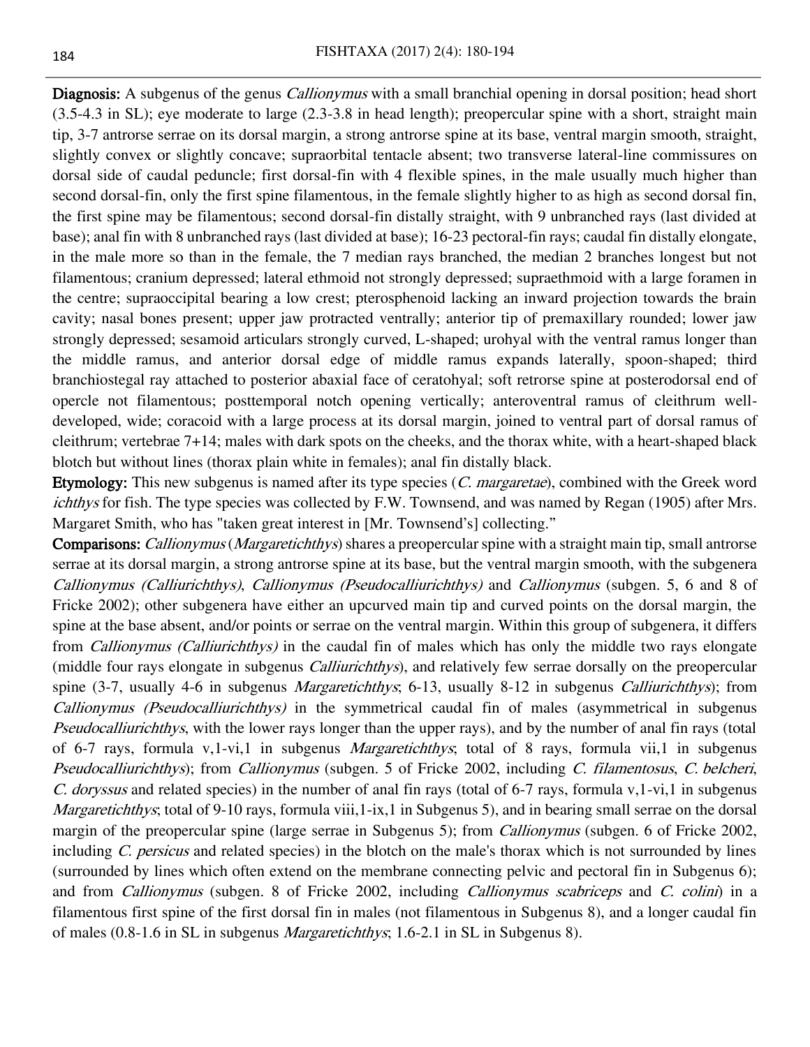**Diagnosis:** A subgenus of the genus *Callionymus* with a small branchial opening in dorsal position; head short (3.5-4.3 in SL); eye moderate to large (2.3-3.8 in head length); preopercular spine with a short, straight main tip, 3-7 antrorse serrae on its dorsal margin, a strong antrorse spine at its base, ventral margin smooth, straight, slightly convex or slightly concave; supraorbital tentacle absent; two transverse lateral-line commissures on dorsal side of caudal peduncle; first dorsal-fin with 4 flexible spines, in the male usually much higher than second dorsal-fin, only the first spine filamentous, in the female slightly higher to as high as second dorsal fin, the first spine may be filamentous; second dorsal-fin distally straight, with 9 unbranched rays (last divided at base); anal fin with 8 unbranched rays (last divided at base); 16-23 pectoral-fin rays; caudal fin distally elongate, in the male more so than in the female, the 7 median rays branched, the median 2 branches longest but not filamentous; cranium depressed; lateral ethmoid not strongly depressed; supraethmoid with a large foramen in the centre; supraoccipital bearing a low crest; pterosphenoid lacking an inward projection towards the brain cavity; nasal bones present; upper jaw protracted ventrally; anterior tip of premaxillary rounded; lower jaw strongly depressed; sesamoid articulars strongly curved, L-shaped; urohyal with the ventral ramus longer than the middle ramus, and anterior dorsal edge of middle ramus expands laterally, spoon-shaped; third branchiostegal ray attached to posterior abaxial face of ceratohyal; soft retrorse spine at posterodorsal end of opercle not filamentous; posttemporal notch opening vertically; anteroventral ramus of cleithrum well-developed, wide; coracoid with a large process at its dorsal margin, joined to ventral part of dorsal ramus of cleithrum; vertebrae 7+14; males with dark spots on the cheeks, and the thorax white, with a heart-shaped black blotch but without lines (thorax plain white in females); anal fin distally black.

**Etymology:** This new subgenus is named after its type species (*C. margaretae*), combined with the Greek word *ichthys* for fish. The type species was collected by F.W. Townsend, and was named by Regan (1905) after Mrs. Margaret Smith, who has "taken great interest in [Mr. Townsend's] collecting."

**Comparisons:** *Callionymus* (*Margaretichthys*) shares a preopercular spine with a straight main tip, small antrorse serrae at its dorsal margin, a strong antrorse spine at its base, but the ventral margin smooth, with the subgenera *Callionymus (Calliurichthys)*, *Callionymus (Pseudocalliurichthys)* and *Callionymus* (subgen. 5, 6 and 8 of Fricke 2002); other subgenera have either an upcurved main tip and curved points on the dorsal margin, the spine at the base absent, and/or points or serrae on the ventral margin. Within this group of subgenera, it differs from *Callionymus (Calliurichthys)* in the caudal fin of males which has only the middle two rays elongate (middle four rays elongate in subgenus *Calliurichthys*), and relatively few serrae dorsally on the preopercular spine (3-7, usually 4-6 in subgenus *Margaretichthys*; 6-13, usually 8-12 in subgenus *Calliurichthys*); from *Callionymus (Pseudocalliurichthys)* in the symmetrical caudal fin of males (asymmetrical in subgenus *Pseudocalliurichthys*, with the lower rays longer than the upper rays), and by the number of anal fin rays (total of 6-7 rays, formula v,1-vi,1 in subgenus *Margaretichthys*; total of 8 rays, formula vii,1 in subgenus *Pseudocalliurichthys*); from *Callionymus* (subgen. 5 of Fricke 2002, including *C. filamentosus*, *C. belcheri*, *C. doryssus* and related species) in the number of anal fin rays (total of 6-7 rays, formula v,1-vi,1 in subgenus *Margaretichthys*; total of 9-10 rays, formula viii,1-ix,1 in Subgenus 5), and in bearing small serrae on the dorsal margin of the preopercular spine (large serrae in Subgenus 5); from *Callionymus* (subgen. 6 of Fricke 2002, including *C. persicus* and related species) in the blotch on the male's thorax which is not surrounded by lines (surrounded by lines which often extend on the membrane connecting pelvic and pectoral fin in Subgenus 6); and from *Callionymus* (subgen. 8 of Fricke 2002, including *Callionymus scabriceps* and *C. colini*) in a filamentous first spine of the first dorsal fin in males (not filamentous in Subgenus 8), and a longer caudal fin of males (0.8-1.6 in SL in subgenus *Margaretichthys*; 1.6-2.1 in SL in Subgenus 8).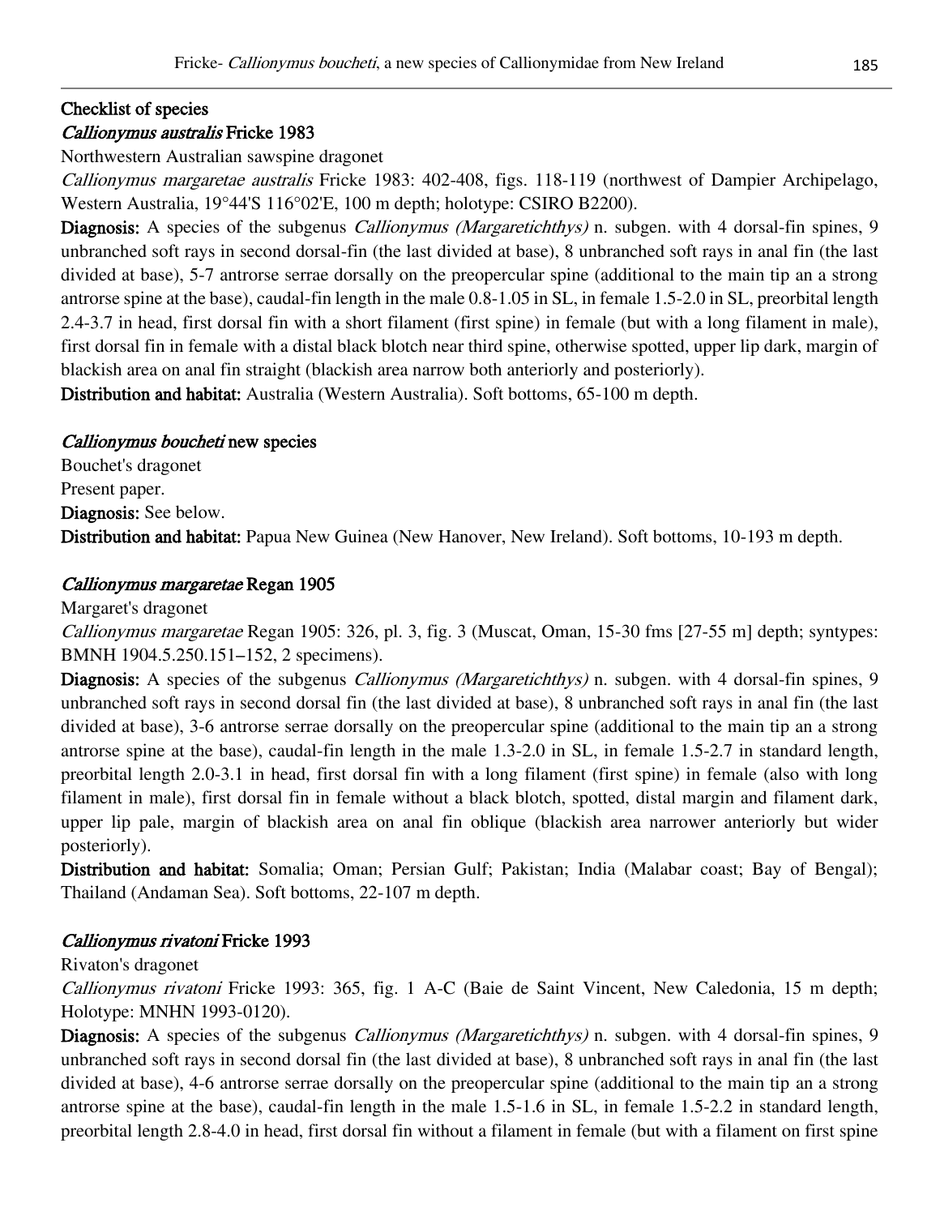### Checklist of species

#### *Callionymus australis* Fricke 1983

Northwestern Australian sawspine dragonet

*Callionymus margaretae australis* Fricke 1983: 402-408, figs. 118-119 (northwest of Dampier Archipelago, Western Australia, 19°44'S 116°02'E, 100 m depth; holotype: CSIRO B2200).

**Diagnosis:** A species of the subgenus *Callionymus (Margaretichthys)* n. subgen. with 4 dorsal-fin spines, 9 unbranched soft rays in second dorsal-fin (the last divided at base), 8 unbranched soft rays in anal fin (the last divided at base), 5-7 antrorse serrae dorsally on the preopercular spine (additional to the main tip an a strong antrorse spine at the base), caudal-fin length in the male 0.8-1.05 in SL, in female 1.5-2.0 in SL, preorbital length 2.4-3.7 in head, first dorsal fin with a short filament (first spine) in female (but with a long filament in male), first dorsal fin in female with a distal black blotch near third spine, otherwise spotted, upper lip dark, margin of blackish area on anal fin straight (blackish area narrow both anteriorly and posteriorly).

**Distribution and habitat:** Australia (Western Australia). Soft bottoms, 65-100 m depth.

#### *Callionymus boucheti* new species

Bouchet's dragonet

Present paper.

**Diagnosis:** See below.

**Distribution and habitat:** Papua New Guinea (New Hanover, New Ireland). Soft bottoms, 10-193 m depth.

#### *Callionymus margaretae* Regan 1905

Margaret's dragonet

*Callionymus margaretae* Regan 1905: 326, pl. 3, fig. 3 (Muscat, Oman, 15-30 fms [27-55 m] depth; syntypes: BMNH 1904.5.250.151–152, 2 specimens).

**Diagnosis:** A species of the subgenus *Callionymus (Margaretichthys)* n. subgen. with 4 dorsal-fin spines, 9 unbranched soft rays in second dorsal fin (the last divided at base), 8 unbranched soft rays in anal fin (the last divided at base), 3-6 antrorse serrae dorsally on the preopercular spine (additional to the main tip an a strong antrorse spine at the base), caudal-fin length in the male 1.3-2.0 in SL, in female 1.5-2.7 in standard length, preorbital length 2.0-3.1 in head, first dorsal fin with a long filament (first spine) in female (also with long filament in male), first dorsal fin in female without a black blotch, spotted, distal margin and filament dark, upper lip pale, margin of blackish area on anal fin oblique (blackish area narrower anteriorly but wider posteriorly).

**Distribution and habitat:** Somalia; Oman; Persian Gulf; Pakistan; India (Malabar coast; Bay of Bengal); Thailand (Andaman Sea). Soft bottoms, 22-107 m depth.

#### *Callionymus rivatoni* Fricke 1993

Rivaton's dragonet

*Callionymus rivatoni* Fricke 1993: 365, fig. 1 A-C (Baie de Saint Vincent, New Caledonia, 15 m depth; Holotype: MNHN 1993-0120).

**Diagnosis:** A species of the subgenus *Callionymus (Margaretichthys)* n. subgen. with 4 dorsal-fin spines, 9 unbranched soft rays in second dorsal fin (the last divided at base), 8 unbranched soft rays in anal fin (the last divided at base), 4-6 antrorse serrae dorsally on the preopercular spine (additional to the main tip an a strong antrorse spine at the base), caudal-fin length in the male 1.5-1.6 in SL, in female 1.5-2.2 in standard length, preorbital length 2.8-4.0 in head, first dorsal fin without a filament in female (but with a filament on first spine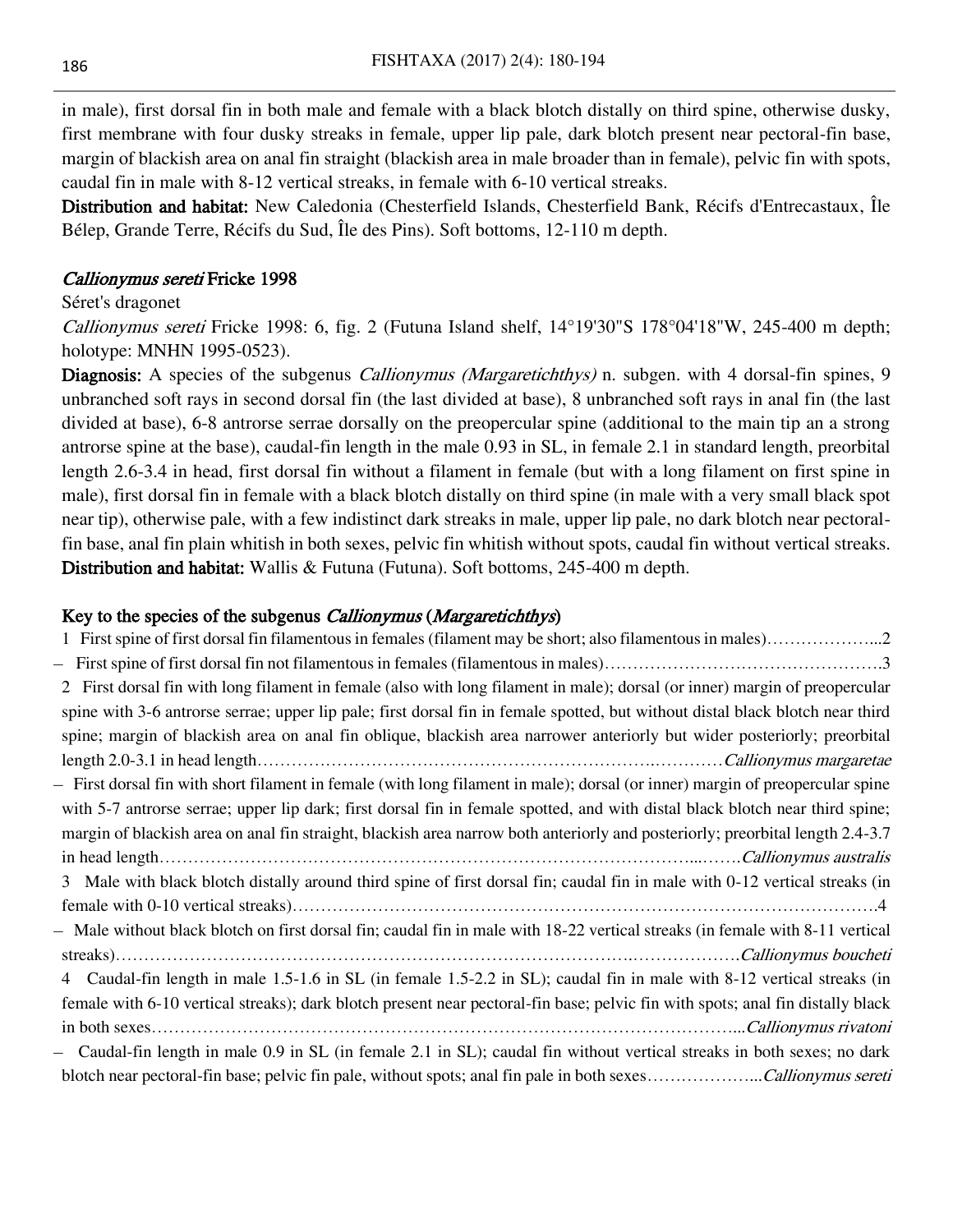in male), first dorsal fin in both male and female with a black blotch distally on third spine, otherwise dusky, first membrane with four dusky streaks in female, upper lip pale, dark blotch present near pectoral-fin base, margin of blackish area on anal fin straight (blackish area in male broader than in female), pelvic fin with spots, caudal fin in male with 8-12 vertical streaks, in female with 6-10 vertical streaks.

**Distribution and habitat:** New Caledonia (Chesterfield Islands, Chesterfield Bank, Récifs d'Entrecasteaux, Île Bélep, Grande Terre, Récifs du Sud, Île des Pins). Soft bottoms, 12-110 m depth.

### *Callionymus sereti* Fricke 1998

Séret's dragonet

*Callionymus sereti* Fricke 1998: 6, fig. 2 (Futuna Island shelf, 14°19'30"S 178°04'18"W, 245-400 m depth; holotype: MNHN 1995-0523).

**Diagnosis:** A species of the subgenus *Callionymus (Margaretichthys)* n. subgen. with 4 dorsal-fin spines, 9 unbranched soft rays in second dorsal fin (the last divided at base), 8 unbranched soft rays in anal fin (the last divided at base), 6-8 antrorse serrae dorsally on the preopercular spine (additional to the main tip an a strong antrorse spine at the base), caudal-fin length in the male 0.93 in SL, in female 2.1 in standard length, preorbital length 2.6-3.4 in head, first dorsal fin without a filament in female (but with a long filament on first spine in male), first dorsal fin in female with a black blotch distally on third spine (in male with a very small black spot near tip), otherwise pale, with a few indistinct dark streaks in male, upper lip pale, no dark blotch near pectoral-fin base, anal fin plain whitish in both sexes, pelvic fin whitish without spots, caudal fin without vertical streaks.

**Distribution and habitat:** Wallis & Futuna (Futuna). Soft bottoms, 245-400 m depth.

### Key to the species of the subgenus *Callionymus* (*Margaretichthys*)

1 First spine of first dorsal fin filamentous in females (filament may be short; also filamentous in males)……………….…...2

– First spine of first dorsal fin not filamentous in females (filamentous in males)………………………………………….3

2 First dorsal fin with long filament in female (also with long filament in male); dorsal (or inner) margin of preopercular spine with 3-6 antrorse serrae; upper lip pale; first dorsal fin in female spotted, but without distal black blotch near third spine; margin of blackish area on anal fin oblique, blackish area narrower anteriorly but wider posteriorly; preorbital length 2.0-3.1 in head length……………………………………………………………….…………*Callionymus margaretae*

– First dorsal fin with short filament in female (with long filament in male); dorsal (or inner) margin of preopercular spine with 5-7 antrorse serrae; upper lip dark; first dorsal fin in female spotted, and with distal black blotch near third spine; margin of blackish area on anal fin straight, blackish area narrow both anteriorly and posteriorly; preorbital length 2.4-3.7 in head length……………………………………………………………………………….....…….*Callionymus australis*

3 Male with black blotch distally around third spine of first dorsal fin; caudal fin in male with 0-12 vertical streaks (in female with 0-10 vertical streaks)…………………………………………………………………………………………….4

– Male without black blotch on first dorsal fin; caudal fin in male with 18-22 vertical streaks (in female with 8-11 vertical streaks)…………………………………………………………………………….……………….*Callionymus boucheti*

4 Caudal-fin length in male 1.5-1.6 in SL (in female 1.5-2.2 in SL); caudal fin in male with 8-12 vertical streaks (in female with 6-10 vertical streaks); dark blotch present near pectoral-fin base; pelvic fin with spots; anal fin distally black in both sexes………………………………………………………………………………………….....*Callionymus rivatoni*

– Caudal-fin length in male 0.9 in SL (in female 2.1 in SL); caudal fin without vertical streaks in both sexes; no dark blotch near pectoral-fin base; pelvic fin pale, without spots; anal fin pale in both sexes………………...*Callionymus sereti*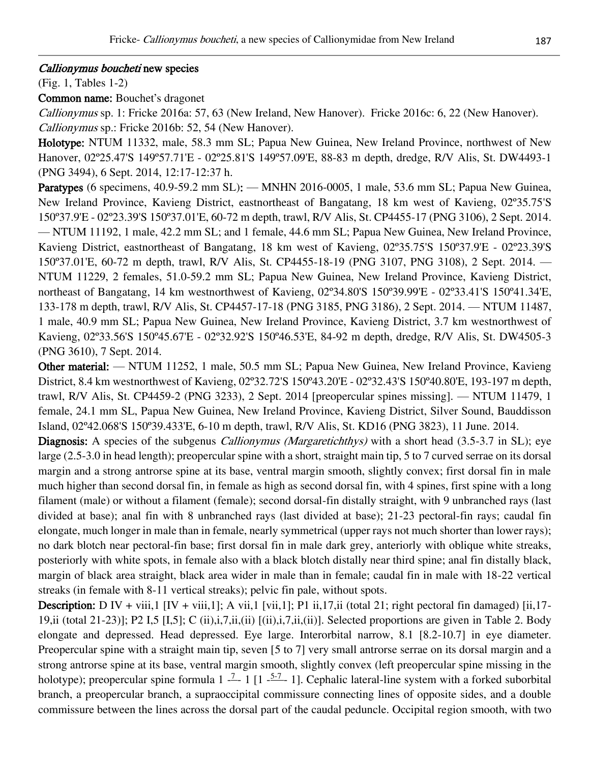*Callionymus boucheti* **new species**

(Fig. 1, Tables 1-2)

**Common name:** Bouchet's dragonet

*Callionymus* sp. 1: Fricke 2016a: 57, 63 (New Ireland, New Hanover). Fricke 2016c: 6, 22 (New Hanover).
*Callionymus* sp.: Fricke 2016b: 52, 54 (New Hanover).

**Holotype:** NTUM 11332, male, 58.3 mm SL; Papua New Guinea, New Ireland Province, northwest of New Hanover, 02º25.47'S 149º57.71'E - 02º25.81'S 149º57.09'E, 88-83 m depth, dredge, R/V Alis, St. DW4493-1 (PNG 3494), 6 Sept. 2014, 12:17-12:37 h.

**Paratypes** (6 specimens, 40.9-59.2 mm SL): — MNHN 2016-0005, 1 male, 53.6 mm SL; Papua New Guinea, New Ireland Province, Kavieng District, eastnortheast of Bangatang, 18 km west of Kavieng, 02º35.75'S 150º37.9'E - 02º23.39'S 150º37.01'E, 60-72 m depth, trawl, R/V Alis, St. CP4455-17 (PNG 3106), 2 Sept. 2014. — NTUM 11192, 1 male, 42.2 mm SL; and 1 female, 44.6 mm SL; Papua New Guinea, New Ireland Province, Kavieng District, eastnortheast of Bangatang, 18 km west of Kavieng, 02º35.75'S 150º37.9'E - 02º23.39'S 150º37.01'E, 60-72 m depth, trawl, R/V Alis, St. CP4455-18-19 (PNG 3107, PNG 3108), 2 Sept. 2014. — NTUM 11229, 2 females, 51.0-59.2 mm SL; Papua New Guinea, New Ireland Province, Kavieng District, northeast of Bangatang, 14 km westnorthwest of Kavieng, 02º34.80'S 150º39.99'E - 02º33.41'S 150º41.34'E, 133-178 m depth, trawl, R/V Alis, St. CP4457-17-18 (PNG 3185, PNG 3186), 2 Sept. 2014. — NTUM 11487, 1 male, 40.9 mm SL; Papua New Guinea, New Ireland Province, Kavieng District, 3.7 km westnorthwest of Kavieng, 02º33.56'S 150º45.67'E - 02º32.92'S 150º46.53'E, 84-92 m depth, dredge, R/V Alis, St. DW4505-3 (PNG 3610), 7 Sept. 2014.

**Other material:** — NTUM 11252, 1 male, 50.5 mm SL; Papua New Guinea, New Ireland Province, Kavieng District, 8.4 km westnorthwest of Kavieng, 02º32.72'S 150º43.20'E - 02º32.43'S 150º40.80'E, 193-197 m depth, trawl, R/V Alis, St. CP4459-2 (PNG 3233), 2 Sept. 2014 [preopercular spines missing]. — NTUM 11479, 1 female, 24.1 mm SL, Papua New Guinea, New Ireland Province, Kavieng District, Silver Sound, Bauddisson Island, 02º42.068'S 150º39.433'E, 6-10 m depth, trawl, R/V Alis, St. KD16 (PNG 3823), 11 June. 2014.

**Diagnosis:** A species of the subgenus *Callionymus (Margaretichthys)* with a short head (3.5-3.7 in SL); eye large (2.5-3.0 in head length); preopercular spine with a short, straight main tip, 5 to 7 curved serrae on its dorsal margin and a strong antrorse spine at its base, ventral margin smooth, slightly convex; first dorsal fin in male much higher than second dorsal fin, in female as high as second dorsal fin, with 4 spines, first spine with a long filament (male) or without a filament (female); second dorsal-fin distally straight, with 9 unbranched rays (last divided at base); anal fin with 8 unbranched rays (last divided at base); 21-23 pectoral-fin rays; caudal fin elongate, much longer in male than in female, nearly symmetrical (upper rays not much shorter than lower rays); no dark blotch near pectoral-fin base; first dorsal fin in male dark grey, anteriorly with oblique white streaks, posteriorly with white spots, in female also with a black blotch distally near third spine; anal fin distally black, margin of black area straight, black area wider in male than in female; caudal fin in male with 18-22 vertical streaks (in female with 8-11 vertical streaks); pelvic fin pale, without spots.

**Description:** D IV + viii,1 [IV + viii,1]; A vii,1 [vii,1]; P1 ii,17,ii (total 21; right pectoral fin damaged) [ii,17-19,ii (total 21-23)]; P2 I,5 [I,5]; C (ii),i,7,ii,(ii) [(ii),i,7,ii,(ii)]. Selected proportions are given in Table 2. Body elongate and depressed. Head depressed. Eye large. Interorbital narrow, 8.1 [8.2-10.7] in eye diameter. Preopercular spine with a straight main tip, seven [5 to 7] very small antrorse serrae on its dorsal margin and a strong antrorse spine at its base, ventral margin smooth, slightly convex (left preopercular spine missing in the holotype); preopercular spine formula 1 $\frac{7}{}$ 1 [1 $\frac{5\text{-}7}{}$ 1]. Cephalic lateral-line system with a forked suborbital branch, a preopercular branch, a supraoccipital commissure connecting lines of opposite sides, and a double commissure between the lines across the dorsal part of the caudal peduncle. Occipital region smooth, with two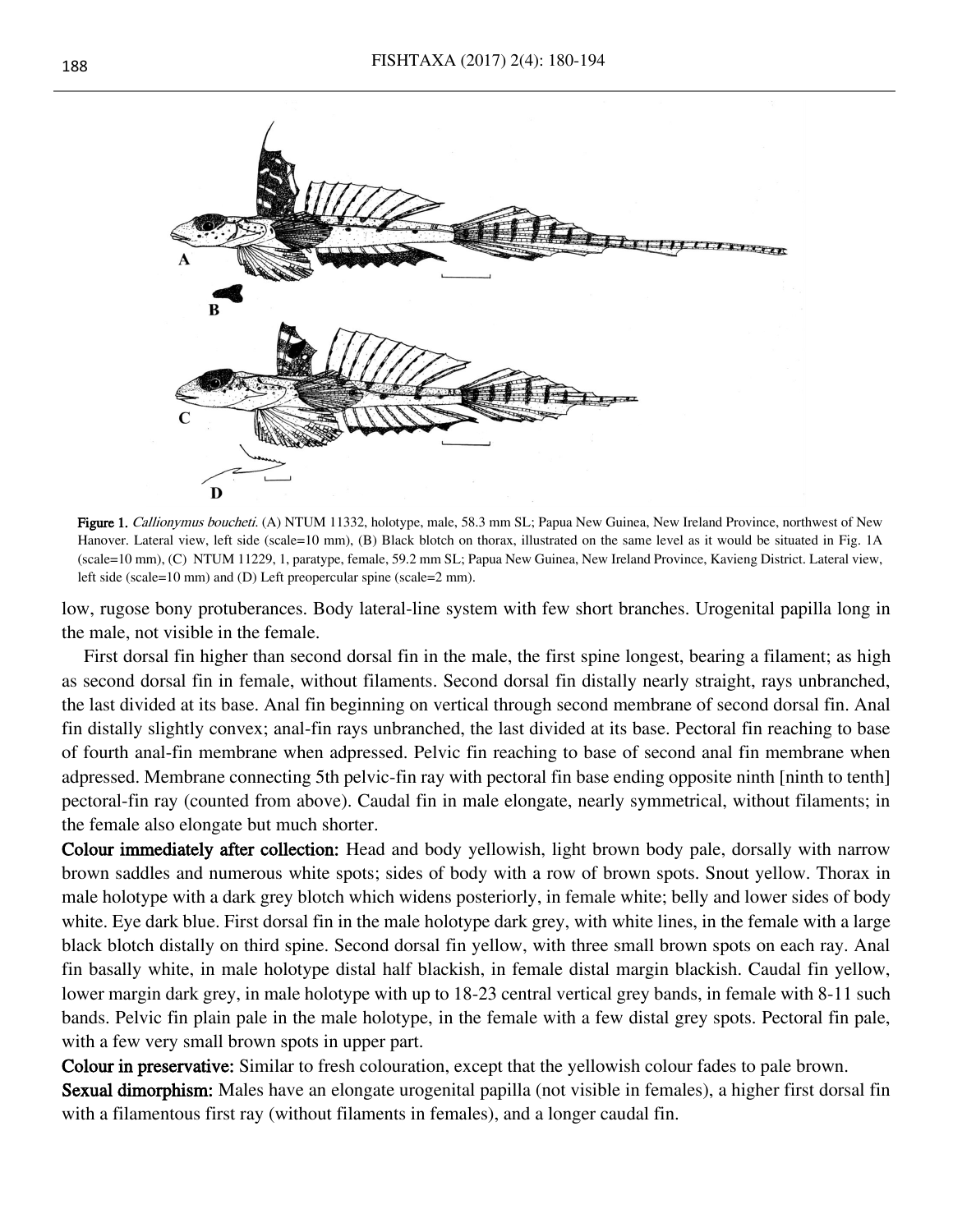**Figure 1.** *Callionymus boucheti.* (A) NTUM 11332, holotype, male, 58.3 mm SL; Papua New Guinea, New Ireland Province, northwest of New Hanover. Lateral view, left side (scale=10 mm), (B) Black blotch on thorax, illustrated on the same level as it would be situated in Fig. 1A (scale=10 mm), (C) NTUM 11229, 1, paratype, female, 59.2 mm SL; Papua New Guinea, New Ireland Province, Kavieng District. Lateral view, left side (scale=10 mm) and (D) Left preopercular spine (scale=2 mm).

low, rugose bony protuberances. Body lateral-line system with few short branches. Urogenital papilla long in the male, not visible in the female.

First dorsal fin higher than second dorsal fin in the male, the first spine longest, bearing a filament; as high as second dorsal fin in female, without filaments. Second dorsal fin distally nearly straight, rays unbranched, the last divided at its base. Anal fin beginning on vertical through second membrane of second dorsal fin. Anal fin distally slightly convex; anal-fin rays unbranched, the last divided at its base. Pectoral fin reaching to base of fourth anal-fin membrane when adpressed. Pelvic fin reaching to base of second anal fin membrane when adpressed. Membrane connecting 5th pelvic-fin ray with pectoral fin base ending opposite ninth [ninth to tenth] pectoral-fin ray (counted from above). Caudal fin in male elongate, nearly symmetrical, without filaments; in the female also elongate but much shorter.

**Colour immediately after collection:** Head and body yellowish, light brown body pale, dorsally with narrow brown saddles and numerous white spots; sides of body with a row of brown spots. Snout yellow. Thorax in male holotype with a dark grey blotch which widens posteriorly, in female white; belly and lower sides of body white. Eye dark blue. First dorsal fin in the male holotype dark grey, with white lines, in the female with a large black blotch distally on third spine. Second dorsal fin yellow, with three small brown spots on each ray. Anal fin basally white, in male holotype distal half blackish, in female distal margin blackish. Caudal fin yellow, lower margin dark grey, in male holotype with up to 18-23 central vertical grey bands, in female with 8-11 such bands. Pelvic fin plain pale in the male holotype, in the female with a few distal grey spots. Pectoral fin pale, with a few very small brown spots in upper part.

**Colour in preservative:** Similar to fresh colouration, except that the yellowish colour fades to pale brown.

**Sexual dimorphism:** Males have an elongate urogenital papilla (not visible in females), a higher first dorsal fin with a filamentous first ray (without filaments in females), and a longer caudal fin.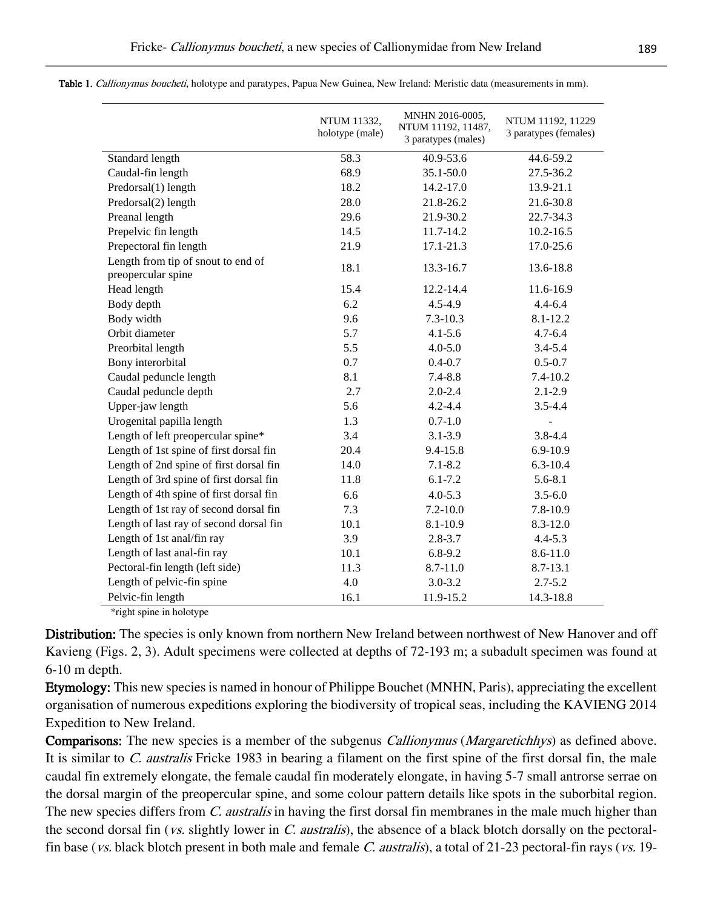**Table 1.** *Callionymus boucheti*, holotype and paratypes, Papua New Guinea, New Ireland: Meristic data (measurements in mm).

| | NTUM 11332, holotype (male) | MNHN 2016-0005, NTUM 11192, 11487, 3 paratypes (males) | NTUM 11192, 11229 3 paratypes (females) |
|---|---|---|---|
| Standard length | 58.3 | 40.9-53.6 | 44.6-59.2 |
| Caudal-fin length | 68.9 | 35.1-50.0 | 27.5-36.2 |
| Predorsal(1) length | 18.2 | 14.2-17.0 | 13.9-21.1 |
| Predorsal(2) length | 28.0 | 21.8-26.2 | 21.6-30.8 |
| Preanal length | 29.6 | 21.9-30.2 | 22.7-34.3 |
| Prepelvic fin length | 14.5 | 11.7-14.2 | 10.2-16.5 |
| Prepectoral fin length | 21.9 | 17.1-21.3 | 17.0-25.6 |
| Length from tip of snout to end of preopercular spine | 18.1 | 13.3-16.7 | 13.6-18.8 |
| Head length | 15.4 | 12.2-14.4 | 11.6-16.9 |
| Body depth | 6.2 | 4.5-4.9 | 4.4-6.4 |
| Body width | 9.6 | 7.3-10.3 | 8.1-12.2 |
| Orbit diameter | 5.7 | 4.1-5.6 | 4.7-6.4 |
| Preorbital length | 5.5 | 4.0-5.0 | 3.4-5.4 |
| Bony interorbital | 0.7 | 0.4-0.7 | 0.5-0.7 |
| Caudal peduncle length | 8.1 | 7.4-8.8 | 7.4-10.2 |
| Caudal peduncle depth | 2.7 | 2.0-2.4 | 2.1-2.9 |
| Upper-jaw length | 5.6 | 4.2-4.4 | 3.5-4.4 |
| Urogenital papilla length | 1.3 | 0.7-1.0 | - |
| Length of left preopercular spine* | 3.4 | 3.1-3.9 | 3.8-4.4 |
| Length of 1st spine of first dorsal fin | 20.4 | 9.4-15.8 | 6.9-10.9 |
| Length of 2nd spine of first dorsal fin | 14.0 | 7.1-8.2 | 6.3-10.4 |
| Length of 3rd spine of first dorsal fin | 11.8 | 6.1-7.2 | 5.6-8.1 |
| Length of 4th spine of first dorsal fin | 6.6 | 4.0-5.3 | 3.5-6.0 |
| Length of 1st ray of second dorsal fin | 7.3 | 7.2-10.0 | 7.8-10.9 |
| Length of last ray of second dorsal fin | 10.1 | 8.1-10.9 | 8.3-12.0 |
| Length of 1st anal/fin ray | 3.9 | 2.8-3.7 | 4.4-5.3 |
| Length of last anal-fin ray | 10.1 | 6.8-9.2 | 8.6-11.0 |
| Pectoral-fin length (left side) | 11.3 | 8.7-11.0 | 8.7-13.1 |
| Length of pelvic-fin spine | 4.0 | 3.0-3.2 | 2.7-5.2 |
| Pelvic-fin length | 16.1 | 11.9-15.2 | 14.3-18.8 |

*right spine in holotype

**Distribution:** The species is only known from northern New Ireland between northwest of New Hanover and off Kavieng (Figs. 2, 3). Adult specimens were collected at depths of 72-193 m; a subadult specimen was found at 6-10 m depth.

**Etymology:** This new species is named in honour of Philippe Bouchet (MNHN, Paris), appreciating the excellent organisation of numerous expeditions exploring the biodiversity of tropical seas, including the KAVIENG 2014 Expedition to New Ireland.

**Comparisons:** The new species is a member of the subgenus *Callionymus* (*Margaretichhys*) as defined above. It is similar to *C. australis* Fricke 1983 in bearing a filament on the first spine of the first dorsal fin, the male caudal fin extremely elongate, the female caudal fin moderately elongate, in having 5-7 small antrorse serrae on the dorsal margin of the preopercular spine, and some colour pattern details like spots in the suborbital region. The new species differs from *C. australis* in having the first dorsal fin membranes in the male much higher than the second dorsal fin (*vs.* slightly lower in *C. australis*), the absence of a black blotch dorsally on the pectoral-fin base (*vs.* black blotch present in both male and female *C. australis*), a total of 21-23 pectoral-fin rays (*vs.* 19-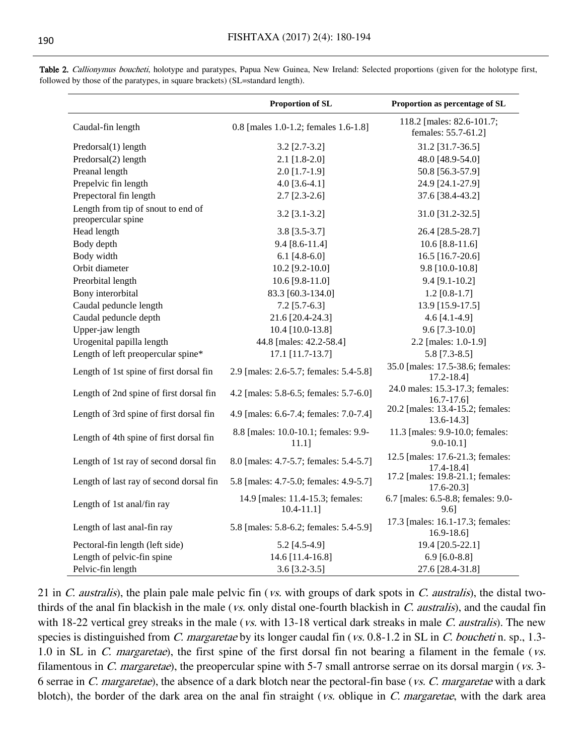**Table 2.** *Callionymus boucheti*, holotype and paratypes, Papua New Guinea, New Ireland: Selected proportions (given for the holotype first, followed by those of the paratypes, in square brackets) (SL=standard length).

| | Proportion of SL | Proportion as percentage of SL |
|---|---|---|
| Caudal-fin length | 0.8 [males 1.0-1.2; females 1.6-1.8] | 118.2 [males: 82.6-101.7; females: 55.7-61.2] |
| Predorsal(1) length | 3.2 [2.7-3.2] | 31.2 [31.7-36.5] |
| Predorsal(2) length | 2.1 [1.8-2.0] | 48.0 [48.9-54.0] |
| Preanal length | 2.0 [1.7-1.9] | 50.8 [56.3-57.9] |
| Prepelvic fin length | 4.0 [3.6-4.1] | 24.9 [24.1-27.9] |
| Prepectoral fin length | 2.7 [2.3-2.6] | 37.6 [38.4-43.2] |
| Length from tip of snout to end of preopercular spine | 3.2 [3.1-3.2] | 31.0 [31.2-32.5] |
| Head length | 3.8 [3.5-3.7] | 26.4 [28.5-28.7] |
| Body depth | 9.4 [8.6-11.4] | 10.6 [8.8-11.6] |
| Body width | 6.1 [4.8-6.0] | 16.5 [16.7-20.6] |
| Orbit diameter | 10.2 [9.2-10.0] | 9.8 [10.0-10.8] |
| Preorbital length | 10.6 [9.8-11.0] | 9.4 [9.1-10.2] |
| Bony interorbital | 83.3 [60.3-134.0] | 1.2 [0.8-1.7] |
| Caudal peduncle length | 7.2 [5.7-6.3] | 13.9 [15.9-17.5] |
| Caudal peduncle depth | 21.6 [20.4-24.3] | 4.6 [4.1-4.9] |
| Upper-jaw length | 10.4 [10.0-13.8] | 9.6 [7.3-10.0] |
| Urogenital papilla length | 44.8 [males: 42.2-58.4] | 2.2 [males: 1.0-1.9] |
| Length of left preopercular spine* | 17.1 [11.7-13.7] | 5.8 [7.3-8.5] |
| Length of 1st spine of first dorsal fin | 2.9 [males: 2.6-5.7; females: 5.4-5.8] | 35.0 [males: 17.5-38.6; females: 17.2-18.4] |
| Length of 2nd spine of first dorsal fin | 4.2 [males: 5.8-6.5; females: 5.7-6.0] | 24.0 males: 15.3-17.3; females: 16.7-17.6] |
| Length of 3rd spine of first dorsal fin | 4.9 [males: 6.6-7.4; females: 7.0-7.4] | 20.2 [males: 13.4-15.2; females: 13.6-14.3] |
| Length of 4th spine of first dorsal fin | 8.8 [males: 10.0-10.1; females: 9.9-11.1] | 11.3 [males: 9.9-10.0; females: 9.0-10.1] |
| Length of 1st ray of second dorsal fin | 8.0 [males: 4.7-5.7; females: 5.4-5.7] | 12.5 [males: 17.6-21.3; females: 17.4-18.4] |
| Length of last ray of second dorsal fin | 5.8 [males: 4.7-5.0; females: 4.9-5.7] | 17.2 [males: 19.8-21.1; females: 17.6-20.3] |
| Length of 1st anal/fin ray | 14.9 [males: 11.4-15.3; females: 10.4-11.1] | 6.7 [males: 6.5-8.8; females: 9.0-9.6] |
| Length of last anal-fin ray | 5.8 [males: 5.8-6.2; females: 5.4-5.9] | 17.3 [males: 16.1-17.3; females: 16.9-18.6] |
| Pectoral-fin length (left side) | 5.2 [4.5-4.9] | 19.4 [20.5-22.1] |
| Length of pelvic-fin spine | 14.6 [11.4-16.8] | 6.9 [6.0-8.8] |
| Pelvic-fin length | 3.6 [3.2-3.5] | 27.6 [28.4-31.8] |

21 in *C. australis*), the plain pale male pelvic fin (*vs.* with groups of dark spots in *C. australis*), the distal two-thirds of the anal fin blackish in the male (*vs.* only distal one-fourth blackish in *C. australis*), and the caudal fin with 18-22 vertical grey streaks in the male (*vs.* with 13-18 vertical dark streaks in male *C. australis*). The new species is distinguished from *C. margaretae* by its longer caudal fin (*vs.* 0.8-1.2 in SL in *C. boucheti* n. sp., 1.3-1.0 in SL in *C. margaretae*), the first spine of the first dorsal fin not bearing a filament in the female (*vs.* filamentous in *C. margaretae*), the preopercular spine with 5-7 small antrorse serrae on its dorsal margin (*vs.* 3-6 serrae in *C. margaretae*), the absence of a dark blotch near the pectoral-fin base (*vs. C. margaretae* with a dark blotch), the border of the dark area on the anal fin straight (*vs.* oblique in *C. margaretae*, with the dark area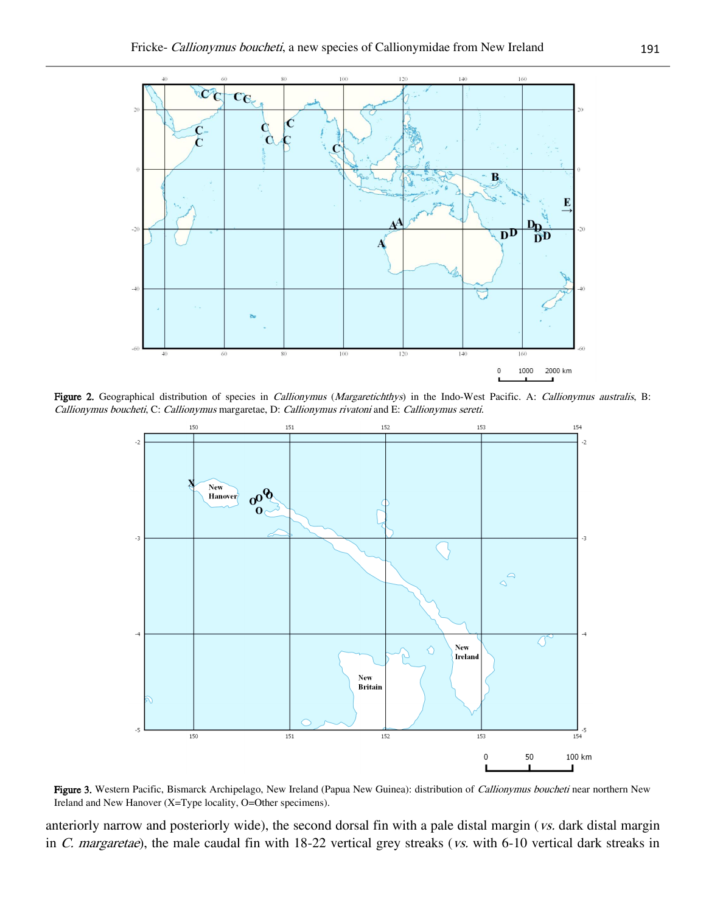Figure 2. Geographical distribution of species in *Callionymus* (*Margaretichthys*) in the Indo-West Pacific. A: *Callionymus australis*, B: *Callionymus boucheti*, C: *Callionymus* margaretae, D: *Callionymus rivatoni* and E: *Callionymus sereti*.

Figure 3. Western Pacific, Bismarck Archipelago, New Ireland (Papua New Guinea): distribution of *Callionymus boucheti* near northern New Ireland and New Hanover (X=Type locality, O=Other specimens).

anteriorly narrow and posteriorly wide), the second dorsal fin with a pale distal margin (*vs.* dark distal margin in *C. margaretae*), the male caudal fin with 18-22 vertical grey streaks (*vs.* with 6-10 vertical dark streaks in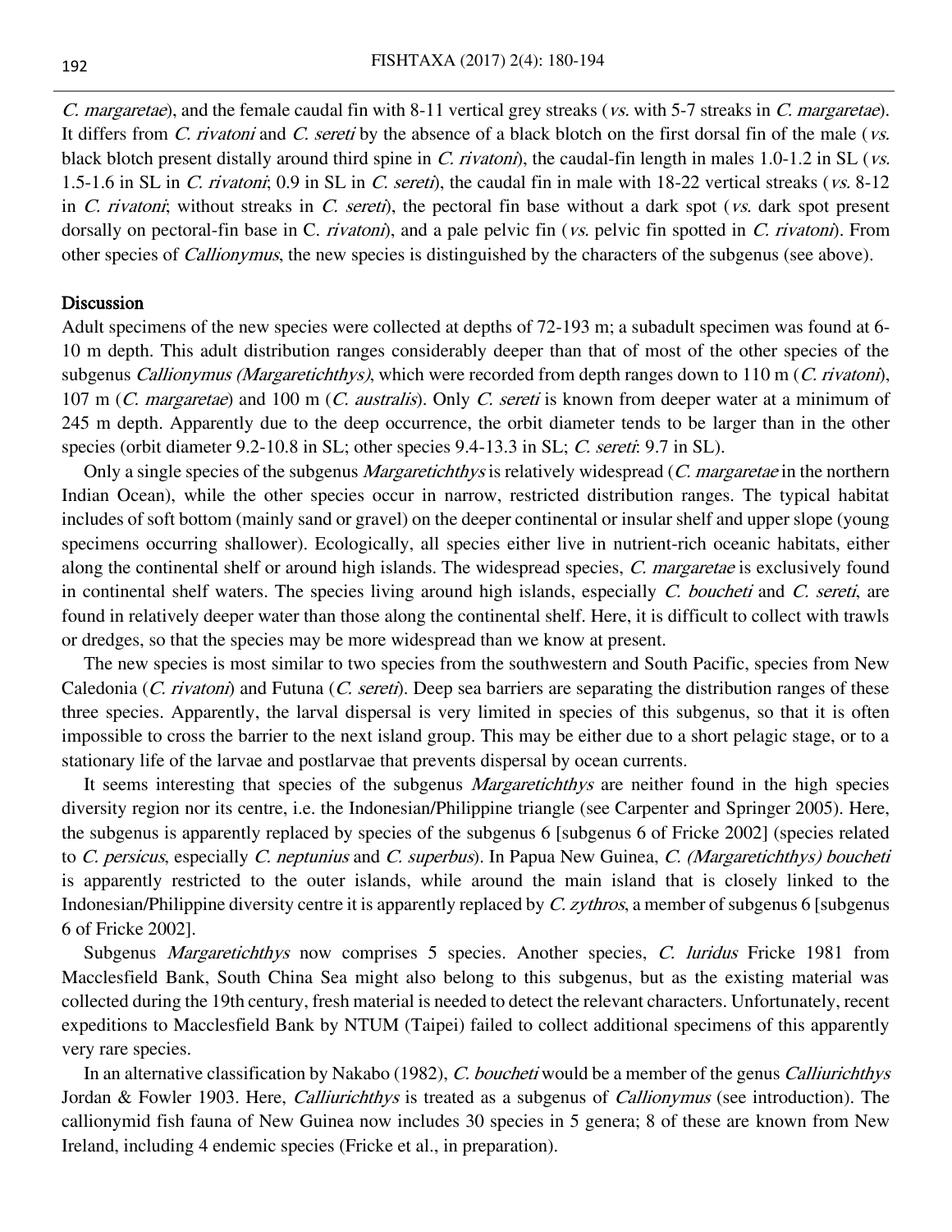*C. margaretae*), and the female caudal fin with 8-11 vertical grey streaks (*vs.* with 5-7 streaks in *C. margaretae*). It differs from *C. rivatoni* and *C. sereti* by the absence of a black blotch on the first dorsal fin of the male (*vs.* black blotch present distally around third spine in *C. rivatoni*), the caudal-fin length in males 1.0-1.2 in SL (*vs.* 1.5-1.6 in SL in *C. rivatoni*; 0.9 in SL in *C. sereti*), the caudal fin in male with 18-22 vertical streaks (*vs.* 8-12 in *C. rivatoni*; without streaks in *C. sereti*), the pectoral fin base without a dark spot (*vs.* dark spot present dorsally on pectoral-fin base in C. *rivatoni*), and a pale pelvic fin (*vs.* pelvic fin spotted in *C. rivatoni*). From other species of *Callionymus*, the new species is distinguished by the characters of the subgenus (see above).

## Discussion

Adult specimens of the new species were collected at depths of 72-193 m; a subadult specimen was found at 6-10 m depth. This adult distribution ranges considerably deeper than that of most of the other species of the subgenus *Callionymus (Margaretichthys)*, which were recorded from depth ranges down to 110 m (*C. rivatoni*), 107 m (*C. margaretae*) and 100 m (*C. australis*). Only *C. sereti* is known from deeper water at a minimum of 245 m depth. Apparently due to the deep occurrence, the orbit diameter tends to be larger than in the other species (orbit diameter 9.2-10.8 in SL; other species 9.4-13.3 in SL; *C. sereti*: 9.7 in SL).

Only a single species of the subgenus *Margaretichthys* is relatively widespread (*C. margaretae* in the northern Indian Ocean), while the other species occur in narrow, restricted distribution ranges. The typical habitat includes of soft bottom (mainly sand or gravel) on the deeper continental or insular shelf and upper slope (young specimens occurring shallower). Ecologically, all species either live in nutrient-rich oceanic habitats, either along the continental shelf or around high islands. The widespread species, *C. margaretae* is exclusively found in continental shelf waters. The species living around high islands, especially *C. boucheti* and *C. sereti*, are found in relatively deeper water than those along the continental shelf. Here, it is difficult to collect with trawls or dredges, so that the species may be more widespread than we know at present.

The new species is most similar to two species from the southwestern and South Pacific, species from New Caledonia (*C. rivatoni*) and Futuna (*C. sereti*). Deep sea barriers are separating the distribution ranges of these three species. Apparently, the larval dispersal is very limited in species of this subgenus, so that it is often impossible to cross the barrier to the next island group. This may be either due to a short pelagic stage, or to a stationary life of the larvae and postlarvae that prevents dispersal by ocean currents.

It seems interesting that species of the subgenus *Margaretichthys* are neither found in the high species diversity region nor its centre, i.e. the Indonesian/Philippine triangle (see Carpenter and Springer 2005). Here, the subgenus is apparently replaced by species of the subgenus 6 [subgenus 6 of Fricke 2002] (species related to *C. persicus*, especially *C. neptunius* and *C. superbus*). In Papua New Guinea, *C. (Margaretichthys) boucheti* is apparently restricted to the outer islands, while around the main island that is closely linked to the Indonesian/Philippine diversity centre it is apparently replaced by *C. zythros*, a member of subgenus 6 [subgenus 6 of Fricke 2002].

Subgenus *Margaretichthys* now comprises 5 species. Another species, *C. luridus* Fricke 1981 from Macclesfield Bank, South China Sea might also belong to this subgenus, but as the existing material was collected during the 19th century, fresh material is needed to detect the relevant characters. Unfortunately, recent expeditions to Macclesfield Bank by NTUM (Taipei) failed to collect additional specimens of this apparently very rare species.

In an alternative classification by Nakabo (1982), *C. boucheti* would be a member of the genus *Calliurichthys* Jordan & Fowler 1903. Here, *Calliurichthys* is treated as a subgenus of *Callionymus* (see introduction). The callionymid fish fauna of New Guinea now includes 30 species in 5 genera; 8 of these are known from New Ireland, including 4 endemic species (Fricke et al., in preparation).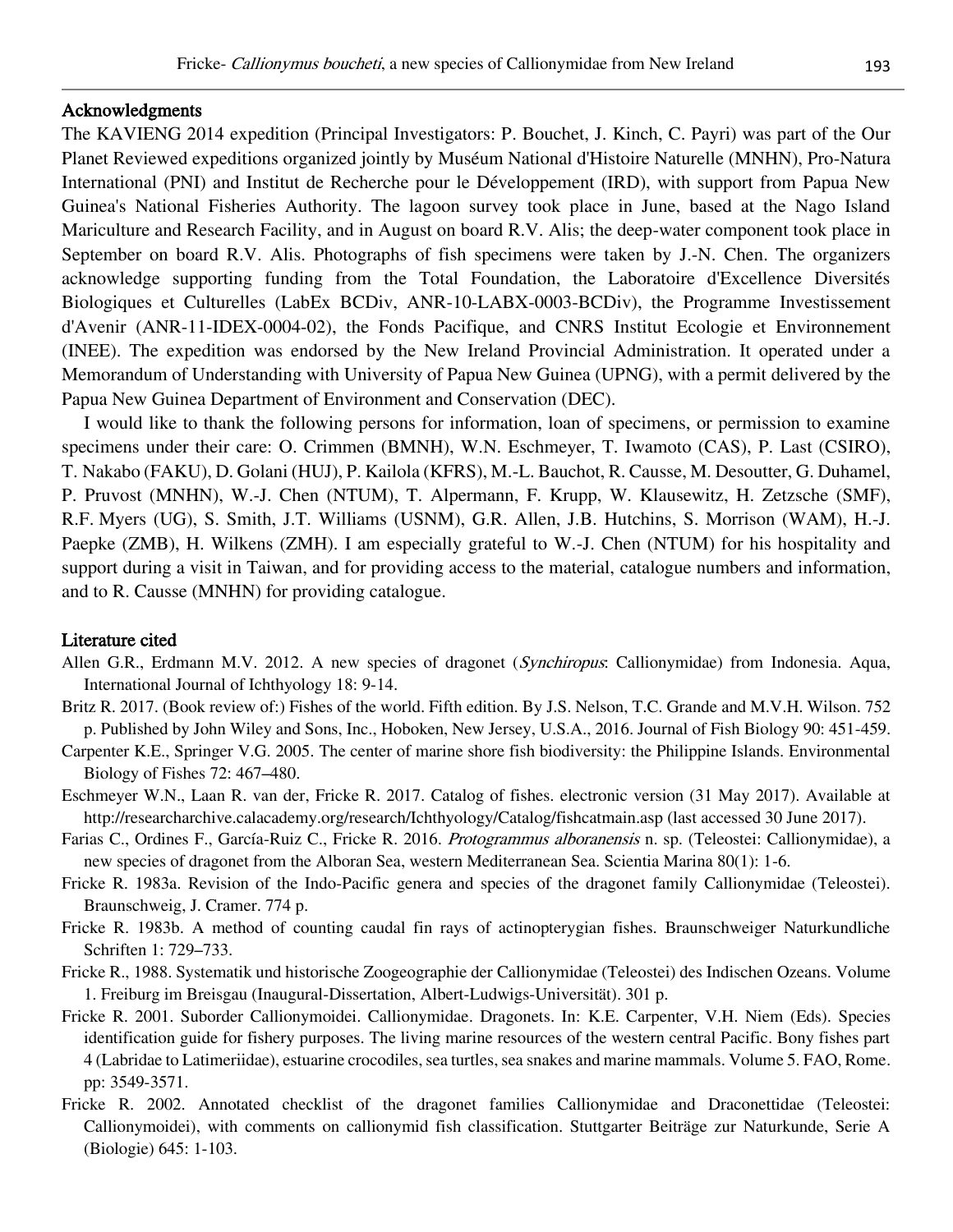## Acknowledgments

The KAVIENG 2014 expedition (Principal Investigators: P. Bouchet, J. Kinch, C. Payri) was part of the Our Planet Reviewed expeditions organized jointly by Muséum National d'Histoire Naturelle (MNHN), Pro-Natura International (PNI) and Institut de Recherche pour le Développement (IRD), with support from Papua New Guinea's National Fisheries Authority. The lagoon survey took place in June, based at the Nago Island Mariculture and Research Facility, and in August on board R.V. Alis; the deep-water component took place in September on board R.V. Alis. Photographs of fish specimens were taken by J.-N. Chen. The organizers acknowledge supporting funding from the Total Foundation, the Laboratoire d'Excellence Diversités Biologiques et Culturelles (LabEx BCDiv, ANR-10-LABX-0003-BCDiv), the Programme Investissement d'Avenir (ANR-11-IDEX-0004-02), the Fonds Pacifique, and CNRS Institut Ecologie et Environnement (INEE). The expedition was endorsed by the New Ireland Provincial Administration. It operated under a Memorandum of Understanding with University of Papua New Guinea (UPNG), with a permit delivered by the Papua New Guinea Department of Environment and Conservation (DEC).

I would like to thank the following persons for information, loan of specimens, or permission to examine specimens under their care: O. Crimmen (BMNH), W.N. Eschmeyer, T. Iwamoto (CAS), P. Last (CSIRO), T. Nakabo (FAKU), D. Golani (HUJ), P. Kailola (KFRS), M.-L. Bauchot, R. Causse, M. Desoutter, G. Duhamel, P. Pruvost (MNHN), W.-J. Chen (NTUM), T. Alpermann, F. Krupp, W. Klausewitz, H. Zetzsche (SMF), R.F. Myers (UG), S. Smith, J.T. Williams (USNM), G.R. Allen, J.B. Hutchins, S. Morrison (WAM), H.-J. Paepke (ZMB), H. Wilkens (ZMH). I am especially grateful to W.-J. Chen (NTUM) for his hospitality and support during a visit in Taiwan, and for providing access to the material, catalogue numbers and information, and to R. Causse (MNHN) for providing catalogue.

## Literature cited

Allen G.R., Erdmann M.V. 2012. A new species of dragonet (*Synchiropus*: Callionymidae) from Indonesia. Aqua, International Journal of Ichthyology 18: 9-14.

Britz R. 2017. (Book review of:) Fishes of the world. Fifth edition. By J.S. Nelson, T.C. Grande and M.V.H. Wilson. 752 p. Published by John Wiley and Sons, Inc., Hoboken, New Jersey, U.S.A., 2016. Journal of Fish Biology 90: 451-459.

Carpenter K.E., Springer V.G. 2005. The center of marine shore fish biodiversity: the Philippine Islands. Environmental Biology of Fishes 72: 467–480.

Eschmeyer W.N., Laan R. van der, Fricke R. 2017. Catalog of fishes. electronic version (31 May 2017). Available at http://researcharchive.calacademy.org/research/Ichthyology/Catalog/fishcatmain.asp (last accessed 30 June 2017).

Farias C., Ordines F., García-Ruiz C., Fricke R. 2016. *Protogrammus alboranensis* n. sp. (Teleostei: Callionymidae), a new species of dragonet from the Alboran Sea, western Mediterranean Sea. Scientia Marina 80(1): 1-6.

Fricke R. 1983a. Revision of the Indo-Pacific genera and species of the dragonet family Callionymidae (Teleostei). Braunschweig, J. Cramer. 774 p.

Fricke R. 1983b. A method of counting caudal fin rays of actinopterygian fishes. Braunschweiger Naturkundliche Schriften 1: 729–733.

Fricke R., 1988. Systematik und historische Zoogeographie der Callionymidae (Teleostei) des Indischen Ozeans. Volume 1. Freiburg im Breisgau (Inaugural-Dissertation, Albert-Ludwigs-Universität). 301 p.

Fricke R. 2001. Suborder Callionymoidei. Callionymidae. Dragonets. In: K.E. Carpenter, V.H. Niem (Eds). Species identification guide for fishery purposes. The living marine resources of the western central Pacific. Bony fishes part 4 (Labridae to Latimeriidae), estuarine crocodiles, sea turtles, sea snakes and marine mammals. Volume 5. FAO, Rome. pp: 3549-3571.

Fricke R. 2002. Annotated checklist of the dragonet families Callionymidae and Draconettidae (Teleostei: Callionymoidei), with comments on callionymid fish classification. Stuttgarter Beiträge zur Naturkunde, Serie A (Biologie) 645: 1-103.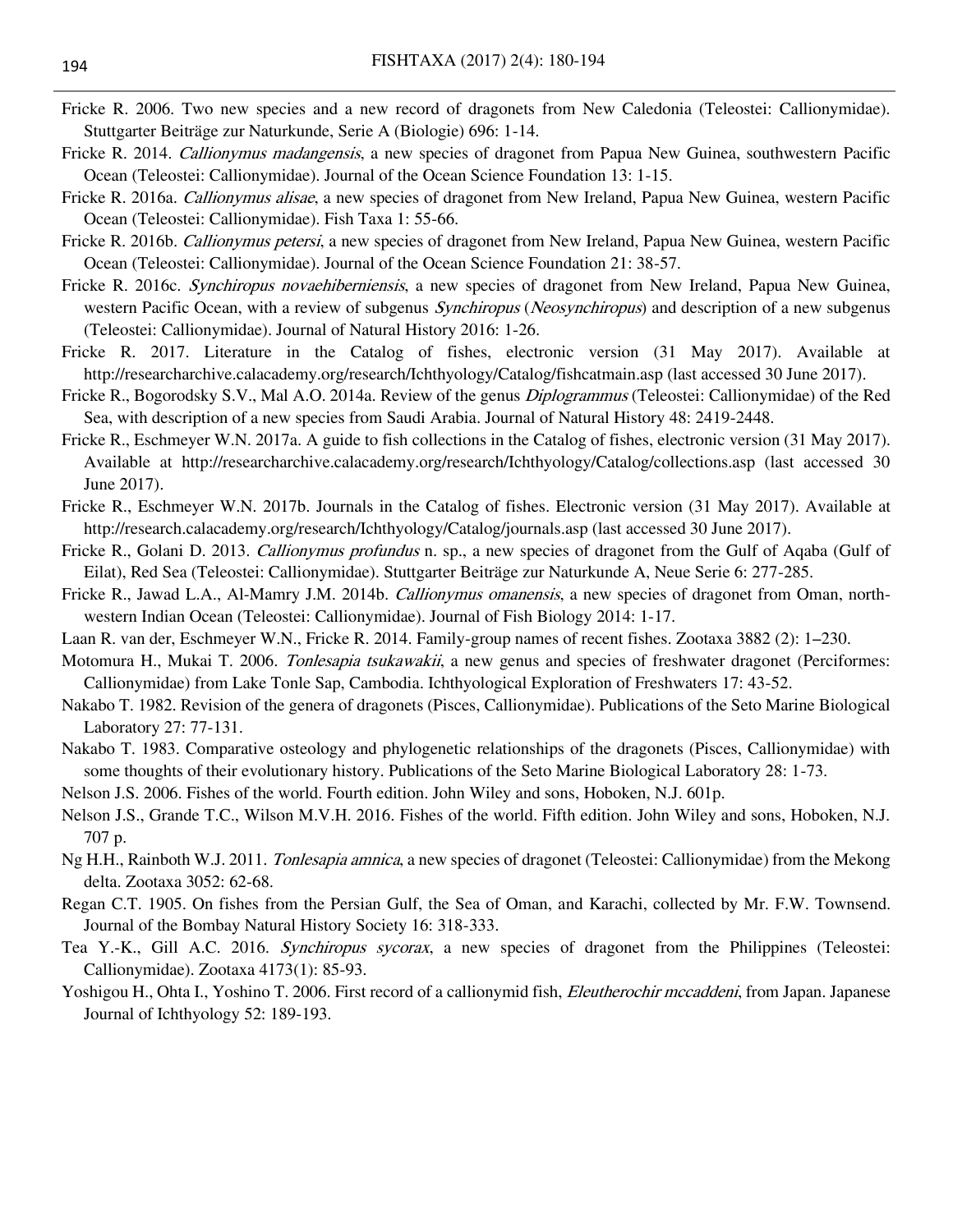Fricke R. 2006. Two new species and a new record of dragonets from New Caledonia (Teleostei: Callionymidae). Stuttgarter Beiträge zur Naturkunde, Serie A (Biologie) 696: 1-14.

Fricke R. 2014. *Callionymus madangensis*, a new species of dragonet from Papua New Guinea, southwestern Pacific Ocean (Teleostei: Callionymidae). Journal of the Ocean Science Foundation 13: 1-15.

Fricke R. 2016a. *Callionymus alisae*, a new species of dragonet from New Ireland, Papua New Guinea, western Pacific Ocean (Teleostei: Callionymidae). Fish Taxa 1: 55-66.

Fricke R. 2016b. *Callionymus petersi*, a new species of dragonet from New Ireland, Papua New Guinea, western Pacific Ocean (Teleostei: Callionymidae). Journal of the Ocean Science Foundation 21: 38-57.

Fricke R. 2016c. *Synchiropus novaehiberniensis*, a new species of dragonet from New Ireland, Papua New Guinea, western Pacific Ocean, with a review of subgenus *Synchiropus* (*Neosynchiropus*) and description of a new subgenus (Teleostei: Callionymidae). Journal of Natural History 2016: 1-26.

Fricke R. 2017. Literature in the Catalog of fishes, electronic version (31 May 2017). Available at http://researcharchive.calacademy.org/research/Ichthyology/Catalog/fishcatmain.asp (last accessed 30 June 2017).

Fricke R., Bogorodsky S.V., Mal A.O. 2014a. Review of the genus *Diplogrammus* (Teleostei: Callionymidae) of the Red Sea, with description of a new species from Saudi Arabia. Journal of Natural History 48: 2419-2448.

Fricke R., Eschmeyer W.N. 2017a. A guide to fish collections in the Catalog of fishes, electronic version (31 May 2017). Available at http://researcharchive.calacademy.org/research/Ichthyology/Catalog/collections.asp (last accessed 30 June 2017).

Fricke R., Eschmeyer W.N. 2017b. Journals in the Catalog of fishes. Electronic version (31 May 2017). Available at http://research.calacademy.org/research/Ichthyology/Catalog/journals.asp (last accessed 30 June 2017).

Fricke R., Golani D. 2013. *Callionymus profundus* n. sp., a new species of dragonet from the Gulf of Aqaba (Gulf of Eilat), Red Sea (Teleostei: Callionymidae). Stuttgarter Beiträge zur Naturkunde A, Neue Serie 6: 277-285.

Fricke R., Jawad L.A., Al-Mamry J.M. 2014b. *Callionymus omanensis*, a new species of dragonet from Oman, north-western Indian Ocean (Teleostei: Callionymidae). Journal of Fish Biology 2014: 1-17.

Laan R. van der, Eschmeyer W.N., Fricke R. 2014. Family-group names of recent fishes. Zootaxa 3882 (2): 1–230.

Motomura H., Mukai T. 2006. *Tonlesapia tsukawakii*, a new genus and species of freshwater dragonet (Perciformes: Callionymidae) from Lake Tonle Sap, Cambodia. Ichthyological Exploration of Freshwaters 17: 43-52.

Nakabo T. 1982. Revision of the genera of dragonets (Pisces, Callionymidae). Publications of the Seto Marine Biological Laboratory 27: 77-131.

Nakabo T. 1983. Comparative osteology and phylogenetic relationships of the dragonets (Pisces, Callionymidae) with some thoughts of their evolutionary history. Publications of the Seto Marine Biological Laboratory 28: 1-73.

Nelson J.S. 2006. Fishes of the world. Fourth edition. John Wiley and sons, Hoboken, N.J. 601p.

Nelson J.S., Grande T.C., Wilson M.V.H. 2016. Fishes of the world. Fifth edition. John Wiley and sons, Hoboken, N.J. 707 p.

Ng H.H., Rainboth W.J. 2011. *Tonlesapia amnica*, a new species of dragonet (Teleostei: Callionymidae) from the Mekong delta. Zootaxa 3052: 62-68.

Regan C.T. 1905. On fishes from the Persian Gulf, the Sea of Oman, and Karachi, collected by Mr. F.W. Townsend. Journal of the Bombay Natural History Society 16: 318-333.

Tea Y.-K., Gill A.C. 2016. *Synchiropus sycorax*, a new species of dragonet from the Philippines (Teleostei: Callionymidae). Zootaxa 4173(1): 85-93.

Yoshigou H., Ohta I., Yoshino T. 2006. First record of a callionymid fish, *Eleutherochir mccaddeni*, from Japan. Japanese Journal of Ichthyology 52: 189-193.